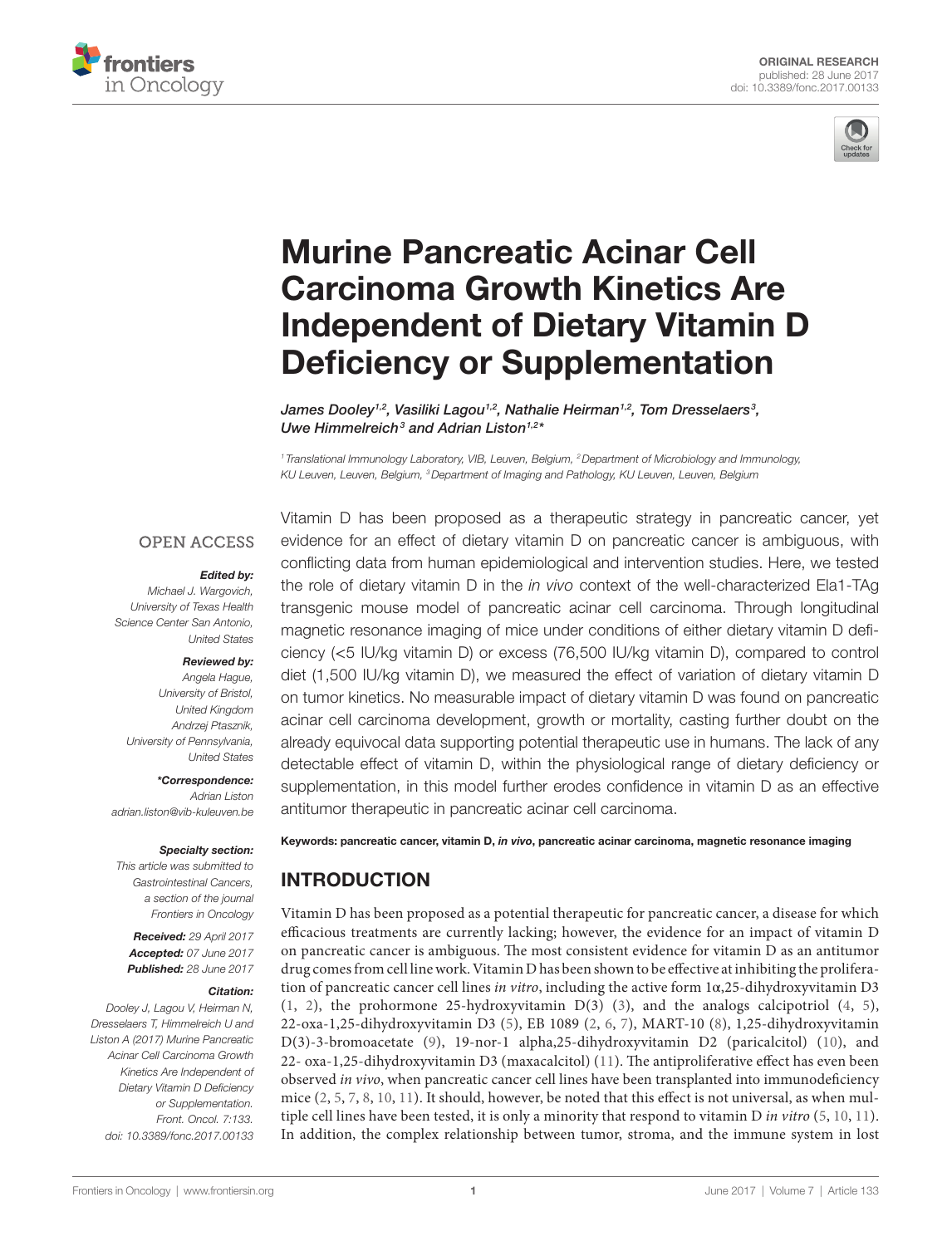ORIGINAL RESEARCH
published: 28 June 2017
doi: 10.3389/fonc.2017.00133

# Murine Pancreatic Acinar Cell Carcinoma Growth Kinetics Are Independent of Dietary Vitamin D Deficiency or Supplementation

*James Dooley[1,2], Vasiliki Lagou[1,2], Nathalie Heirman[1,2], Tom Dresselaers[3], Uwe Himmelreich[3] and Adrian Liston[1,2]\**

[1] Translational Immunology Laboratory, VIB, Leuven, Belgium, [2] Department of Microbiology and Immunology, KU Leuven, Leuven, Belgium, [3] Department of Imaging and Pathology, KU Leuven, Leuven, Belgium

OPEN ACCESS

***Edited by:***
*Michael J. Wargovich, University of Texas Health Science Center San Antonio, United States*

***Reviewed by:***
*Angela Hague, University of Bristol, United Kingdom*
*Andrzej Ptasznik, University of Pennsylvania, United States*

***\*Correspondence:***
*Adrian Liston*
*adrian.liston@vib-kuleuven.be*

***Specialty section:***
*This article was submitted to Gastrointestinal Cancers, a section of the journal Frontiers in Oncology*

***Received:*** *29 April 2017*
***Accepted:*** *07 June 2017*
***Published:*** *28 June 2017*

***Citation:***
*Dooley J, Lagou V, Heirman N, Dresselaers T, Himmelreich U and Liston A (2017) Murine Pancreatic Acinar Cell Carcinoma Growth Kinetics Are Independent of Dietary Vitamin D Deficiency or Supplementation. Front. Oncol. 7:133. doi: 10.3389/fonc.2017.00133*

Vitamin D has been proposed as a therapeutic strategy in pancreatic cancer, yet evidence for an effect of dietary vitamin D on pancreatic cancer is ambiguous, with conflicting data from human epidemiological and intervention studies. Here, we tested the role of dietary vitamin D in the *in vivo* context of the well-characterized Ela1-TAg transgenic mouse model of pancreatic acinar cell carcinoma. Through longitudinal magnetic resonance imaging of mice under conditions of either dietary vitamin D deficiency (<5 IU/kg vitamin D) or excess (76,500 IU/kg vitamin D), compared to control diet (1,500 IU/kg vitamin D), we measured the effect of variation of dietary vitamin D on tumor kinetics. No measurable impact of dietary vitamin D was found on pancreatic acinar cell carcinoma development, growth or mortality, casting further doubt on the already equivocal data supporting potential therapeutic use in humans. The lack of any detectable effect of vitamin D, within the physiological range of dietary deficiency or supplementation, in this model further erodes confidence in vitamin D as an effective antitumor therapeutic in pancreatic acinar cell carcinoma.

**Keywords: pancreatic cancer, vitamin D, *in vivo*, pancreatic acinar carcinoma, magnetic resonance imaging**

## INTRODUCTION

Vitamin D has been proposed as a potential therapeutic for pancreatic cancer, a disease for which efficacious treatments are currently lacking; however, the evidence for an impact of vitamin D on pancreatic cancer is ambiguous. The most consistent evidence for vitamin D as an antitumor drug comes from cell line work. Vitamin D has been shown to be effective at inhibiting the proliferation of pancreatic cancer cell lines *in vitro*, including the active form 1α,25-dihydroxyvitamin D3 (1, 2), the prohormone 25-hydroxyvitamin D(3) (3), and the analogs calcipotriol (4, 5), 22-oxa-1,25-dihydroxyvitamin D3 (5), EB 1089 (2, 6, 7), MART-10 (8), 1,25-dihydroxyvitamin D(3)-3-bromoacetate (9), 19-nor-1 alpha,25-dihydroxyvitamin D2 (paricalcitol) (10), and 22- oxa-1,25-dihydroxyvitamin D3 (maxacalcitol) (11). The antiproliferative effect has even been observed *in vivo*, when pancreatic cancer cell lines have been transplanted into immunodeficiency mice (2, 5, 7, 8, 10, 11). It should, however, be noted that this effect is not universal, as when multiple cell lines have been tested, it is only a minority that respond to vitamin D *in vitro* (5, 10, 11). In addition, the complex relationship between tumor, stroma, and the immune system in lost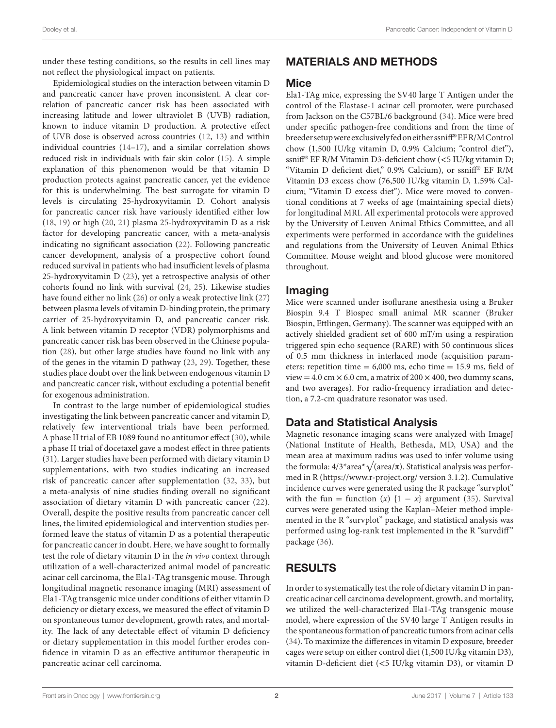under these testing conditions, so the results in cell lines may not reflect the physiological impact on patients.

Epidemiological studies on the interaction between vitamin D and pancreatic cancer have proven inconsistent. A clear correlation of pancreatic cancer risk has been associated with increasing latitude and lower ultraviolet B (UVB) radiation, known to induce vitamin D production. A protective effect of UVB dose is observed across countries (12, 13) and within individual countries (14–17), and a similar correlation shows reduced risk in individuals with fair skin color (15). A simple explanation of this phenomenon would be that vitamin D production protects against pancreatic cancer, yet the evidence for this is underwhelming. The best surrogate for vitamin D levels is circulating 25-hydroxyvitamin D. Cohort analysis for pancreatic cancer risk have variously identified either low (18, 19) or high (20, 21) plasma 25-hydroxyvitamin D as a risk factor for developing pancreatic cancer, with a meta-analysis indicating no significant association (22). Following pancreatic cancer development, analysis of a prospective cohort found reduced survival in patients who had insufficient levels of plasma 25-hydroxyvitamin D (23), yet a retrospective analysis of other cohorts found no link with survival (24, 25). Likewise studies have found either no link (26) or only a weak protective link (27) between plasma levels of vitamin D-binding protein, the primary carrier of 25-hydroxyvitamin D, and pancreatic cancer risk. A link between vitamin D receptor (VDR) polymorphisms and pancreatic cancer risk has been observed in the Chinese population (28), but other large studies have found no link with any of the genes in the vitamin D pathway (23, 29). Together, these studies place doubt over the link between endogenous vitamin D and pancreatic cancer risk, without excluding a potential benefit for exogenous administration.

In contrast to the large number of epidemiological studies investigating the link between pancreatic cancer and vitamin D, relatively few interventional trials have been performed. A phase II trial of EB 1089 found no antitumor effect (30), while a phase II trial of docetaxel gave a modest effect in three patients (31). Larger studies have been performed with dietary vitamin D supplementations, with two studies indicating an increased risk of pancreatic cancer after supplementation (32, 33), but a meta-analysis of nine studies finding overall no significant association of dietary vitamin D with pancreatic cancer (22). Overall, despite the positive results from pancreatic cancer cell lines, the limited epidemiological and intervention studies performed leave the status of vitamin D as a potential therapeutic for pancreatic cancer in doubt. Here, we have sought to formally test the role of dietary vitamin D in the *in vivo* context through utilization of a well-characterized animal model of pancreatic acinar cell carcinoma, the Ela1-TAg transgenic mouse. Through longitudinal magnetic resonance imaging (MRI) assessment of Ela1-TAg transgenic mice under conditions of either vitamin D deficiency or dietary excess, we measured the effect of vitamin D on spontaneous tumor development, growth rates, and mortality. The lack of any detectable effect of vitamin D deficiency or dietary supplementation in this model further erodes confidence in vitamin D as an effective antitumor therapeutic in pancreatic acinar cell carcinoma.

# MATERIALS AND METHODS

## Mice

Ela1-TAg mice, expressing the SV40 large T Antigen under the control of the Elastase-1 acinar cell promoter, were purchased from Jackson on the C57BL/6 background (34). Mice were bred under specific pathogen-free conditions and from the time of breeder setup were exclusively fed on either ssniff® EF R/M Control chow (1,500 IU/kg vitamin D, 0.9% Calcium; "control diet"), ssniff® EF R/M Vitamin D3-deficient chow (<5 IU/kg vitamin D; "Vitamin D deficient diet," 0.9% Calcium), or ssniff® EF R/M Vitamin D3 excess chow (76,500 IU/kg vitamin D, 1.59% Calcium; "Vitamin D excess diet"). Mice were moved to conventional conditions at 7 weeks of age (maintaining special diets) for longitudinal MRI. All experimental protocols were approved by the University of Leuven Animal Ethics Committee, and all experiments were performed in accordance with the guidelines and regulations from the University of Leuven Animal Ethics Committee. Mouse weight and blood glucose were monitored throughout.

## Imaging

Mice were scanned under isoflurane anesthesia using a Bruker Biospin 9.4 T Biospec small animal MR scanner (Bruker Biospin, Ettlingen, Germany). The scanner was equipped with an actively shielded gradient set of 600 mT/m using a respiration triggered spin echo sequence (RARE) with 50 continuous slices of 0.5 mm thickness in interlaced mode (acquisition parameters: repetition time = 6,000 ms, echo time = 15.9 ms, field of view = 4.0 cm × 6.0 cm, a matrix of 200 × 400, two dummy scans, and two averages). For radio-frequency irradiation and detection, a 7.2-cm quadrature resonator was used.

## Data and Statistical Analysis

Magnetic resonance imaging scans were analyzed with ImageJ (National Institute of Health, Bethesda, MD, USA) and the mean area at maximum radius was used to infer volume using the formula: $4/3 * \text{area} * \sqrt{(\text{area}/\pi)}$. Statistical analysis was performed in R (https://www.r-project.org/ version 3.1.2). Cumulative incidence curves were generated using the R package "survplot" with the fun = function (*x*) {1 − *x*} argument (35). Survival curves were generated using the Kaplan–Meier method implemented in the R "survplot" package, and statistical analysis was performed using log-rank test implemented in the R "survdiff" package (36).

# RESULTS

In order to systematically test the role of dietary vitamin D in pancreatic acinar cell carcinoma development, growth, and mortality, we utilized the well-characterized Ela1-TAg transgenic mouse model, where expression of the SV40 large T Antigen results in the spontaneous formation of pancreatic tumors from acinar cells (34). To maximize the differences in vitamin D exposure, breeder cages were setup on either control diet (1,500 IU/kg vitamin D3), vitamin D-deficient diet (<5 IU/kg vitamin D3), or vitamin D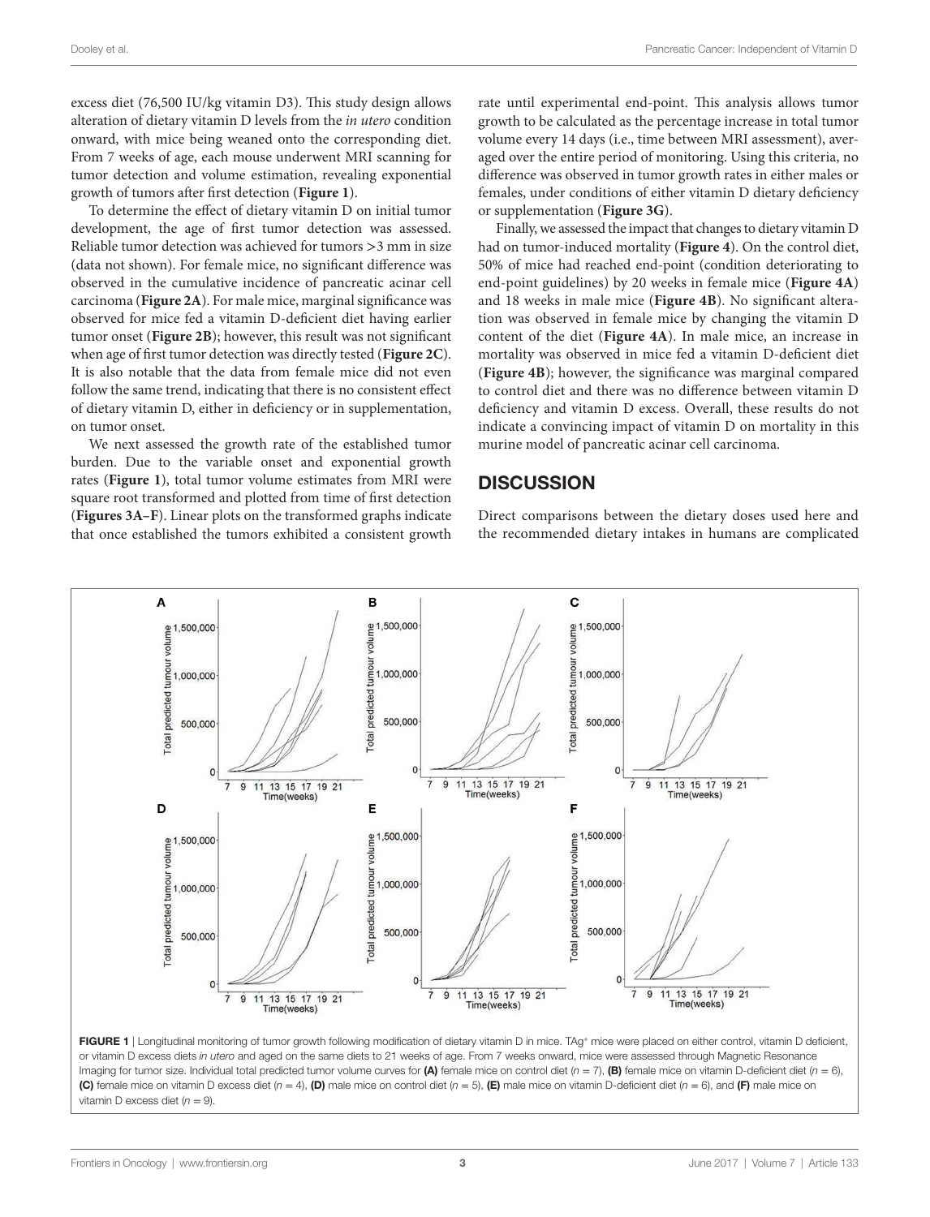excess diet (76,500 IU/kg vitamin D3). This study design allows alteration of dietary vitamin D levels from the *in utero* condition onward, with mice being weaned onto the corresponding diet. From 7 weeks of age, each mouse underwent MRI scanning for tumor detection and volume estimation, revealing exponential growth of tumors after first detection (**Figure 1**).

To determine the effect of dietary vitamin D on initial tumor development, the age of first tumor detection was assessed. Reliable tumor detection was achieved for tumors >3 mm in size (data not shown). For female mice, no significant difference was observed in the cumulative incidence of pancreatic acinar cell carcinoma (**Figure 2A**). For male mice, marginal significance was observed for mice fed a vitamin D-deficient diet having earlier tumor onset (**Figure 2B**); however, this result was not significant when age of first tumor detection was directly tested (**Figure 2C**). It is also notable that the data from female mice did not even follow the same trend, indicating that there is no consistent effect of dietary vitamin D, either in deficiency or in supplementation, on tumor onset.

We next assessed the growth rate of the established tumor burden. Due to the variable onset and exponential growth rates (**Figure 1**), total tumor volume estimates from MRI were square root transformed and plotted from time of first detection (**Figures 3A–F**). Linear plots on the transformed graphs indicate that once established the tumors exhibited a consistent growth rate until experimental end-point. This analysis allows tumor growth to be calculated as the percentage increase in total tumor volume every 14 days (i.e., time between MRI assessment), averaged over the entire period of monitoring. Using this criteria, no difference was observed in tumor growth rates in either males or females, under conditions of either vitamin D dietary deficiency or supplementation (**Figure 3G**).

Finally, we assessed the impact that changes to dietary vitamin D had on tumor-induced mortality (**Figure 4**). On the control diet, 50% of mice had reached end-point (condition deteriorating to end-point guidelines) by 20 weeks in female mice (**Figure 4A**) and 18 weeks in male mice (**Figure 4B**). No significant alteration was observed in female mice by changing the vitamin D content of the diet (**Figure 4A**). In male mice, an increase in mortality was observed in mice fed a vitamin D-deficient diet (**Figure 4B**); however, the significance was marginal compared to control diet and there was no difference between vitamin D deficiency and vitamin D excess. Overall, these results do not indicate a convincing impact of vitamin D on mortality in this murine model of pancreatic acinar cell carcinoma.

## DISCUSSION

Direct comparisons between the dietary doses used here and the recommended dietary intakes in humans are complicated

**FIGURE 1** | Longitudinal monitoring of tumor growth following modification of dietary vitamin D in mice. TAg[+] mice were placed on either control, vitamin D deficient, or vitamin D excess diets *in utero* and aged on the same diets to 21 weeks of age. From 7 weeks onward, mice were assessed through Magnetic Resonance Imaging for tumor size. Individual total predicted tumor volume curves for **(A)** female mice on control diet ($n = 7$), **(B)** female mice on vitamin D-deficient diet ($n = 6$), **(C)** female mice on vitamin D excess diet ($n = 4$), **(D)** male mice on control diet ($n = 5$), **(E)** male mice on vitamin D-deficient diet ($n = 6$), and **(F)** male mice on vitamin D excess diet ($n = 9$).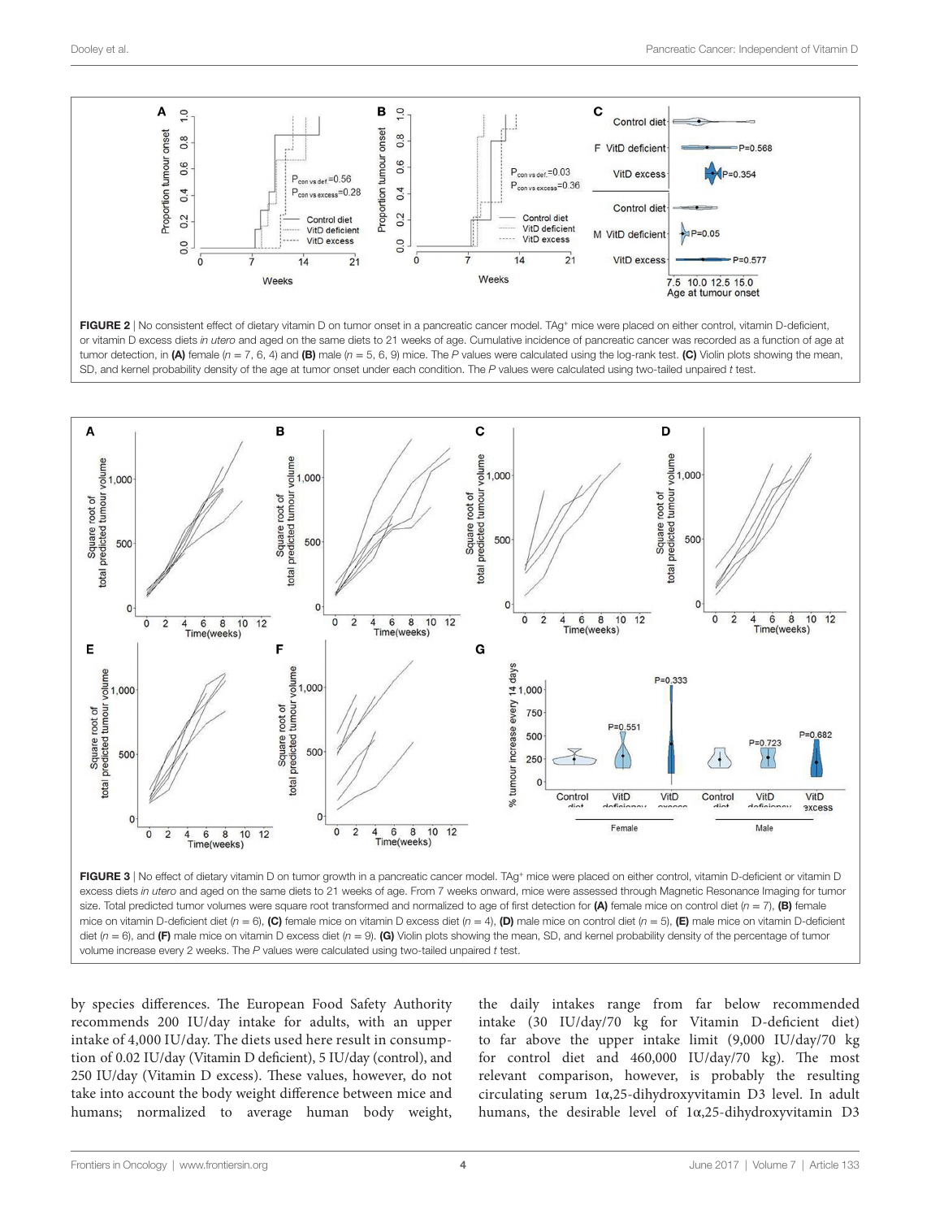**FIGURE 2** | No consistent effect of dietary vitamin D on tumor onset in a pancreatic cancer model. TAg$^+$ mice were placed on either control, vitamin D-deficient, or vitamin D excess diets *in utero* and aged on the same diets to 21 weeks of age. Cumulative incidence of pancreatic cancer was recorded as a function of age at tumor detection, in **(A)** female ($n$ = 7, 6, 4) and **(B)** male ($n$ = 5, 6, 9) mice. The $P$ values were calculated using the log-rank test. **(C)** Violin plots showing the mean, SD, and kernel probability density of the age at tumor onset under each condition. The $P$ values were calculated using two-tailed unpaired $t$ test.

**FIGURE 3** | No effect of dietary vitamin D on tumor growth in a pancreatic cancer model. TAg$^+$ mice were placed on either control, vitamin D-deficient or vitamin D excess diets *in utero* and aged on the same diets to 21 weeks of age. From 7 weeks onward, mice were assessed through Magnetic Resonance Imaging for tumor size. Total predicted tumor volumes were square root transformed and normalized to age of first detection for **(A)** female mice on control diet ($n$ = 7), **(B)** female mice on vitamin D-deficient diet ($n$ = 6), **(C)** female mice on vitamin D excess diet ($n$ = 4), **(D)** male mice on control diet ($n$ = 5), **(E)** male mice on vitamin D-deficient diet ($n$ = 6), and **(F)** male mice on vitamin D excess diet ($n$ = 9). **(G)** Violin plots showing the mean, SD, and kernel probability density of the percentage of tumor volume increase every 2 weeks. The $P$ values were calculated using two-tailed unpaired $t$ test.

by species differences. The European Food Safety Authority recommends 200 IU/day intake for adults, with an upper intake of 4,000 IU/day. The diets used here result in consumption of 0.02 IU/day (Vitamin D deficient), 5 IU/day (control), and 250 IU/day (Vitamin D excess). These values, however, do not take into account the body weight difference between mice and humans; normalized to average human body weight, the daily intakes range from far below recommended intake (30 IU/day/70 kg for Vitamin D-deficient diet) to far above the upper intake limit (9,000 IU/day/70 kg for control diet and 460,000 IU/day/70 kg). The most relevant comparison, however, is probably the resulting circulating serum 1α,25-dihydroxyvitamin D3 level. In adult humans, the desirable level of 1α,25-dihydroxyvitamin D3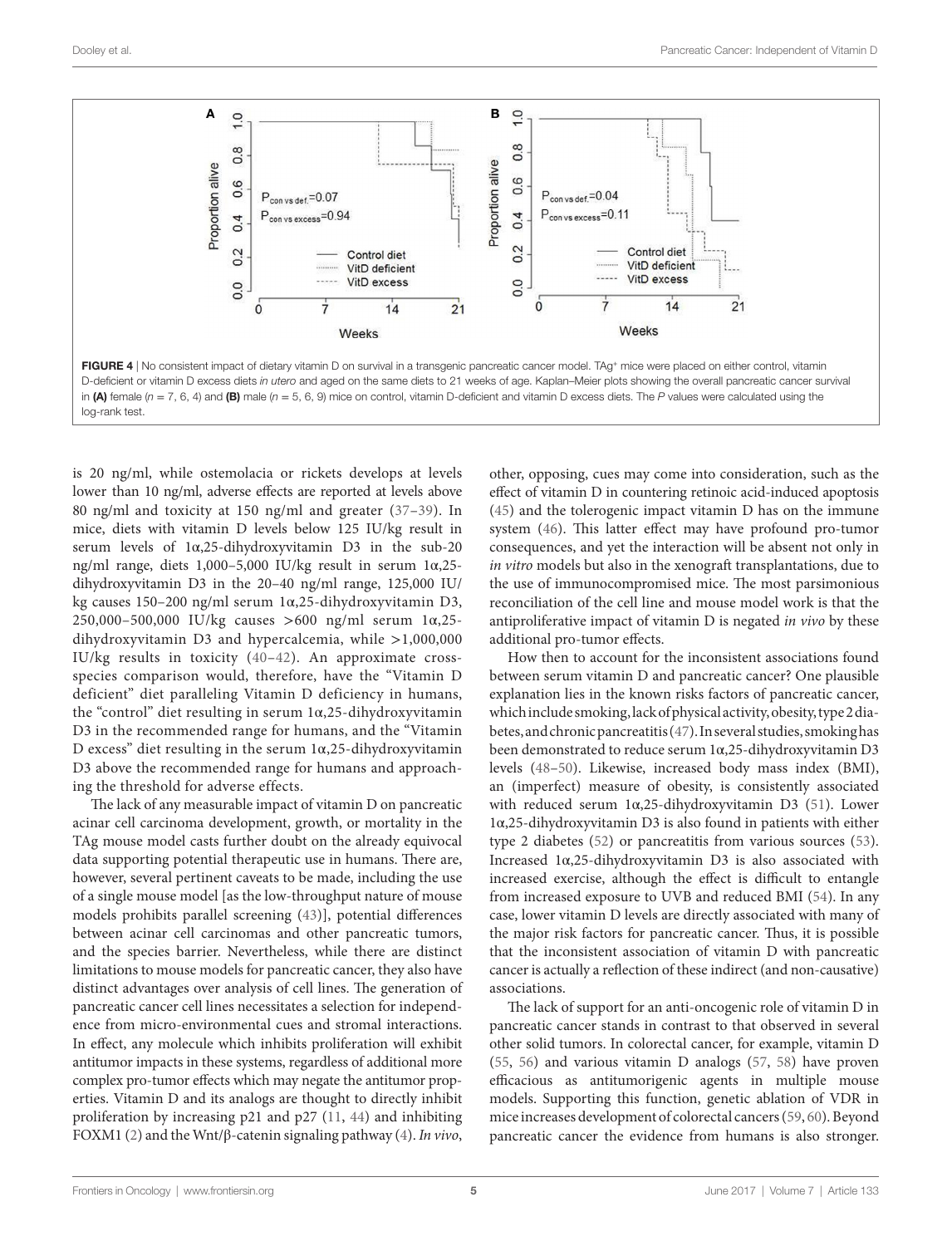FIGURE 4 | No consistent impact of dietary vitamin D on survival in a transgenic pancreatic cancer model. TAg[+] mice were placed on either control, vitamin D-deficient or vitamin D excess diets *in utero* and aged on the same diets to 21 weeks of age. Kaplan–Meier plots showing the overall pancreatic cancer survival in **(A)** female ($n = 7, 6, 4$) and **(B)** male ($n = 5, 6, 9$) mice on control, vitamin D-deficient and vitamin D excess diets. The *P* values were calculated using the log-rank test.

is 20 ng/ml, while ostemolacia or rickets develops at levels lower than 10 ng/ml, adverse effects are reported at levels above 80 ng/ml and toxicity at 150 ng/ml and greater (37–39). In mice, diets with vitamin D levels below 125 IU/kg result in serum levels of 1α,25-dihydroxyvitamin D3 in the sub-20 ng/ml range, diets 1,000–5,000 IU/kg result in serum 1α,25-dihydroxyvitamin D3 in the 20–40 ng/ml range, 125,000 IU/kg causes 150–200 ng/ml serum 1α,25-dihydroxyvitamin D3, 250,000–500,000 IU/kg causes >600 ng/ml serum 1α,25-dihydroxyvitamin D3 and hypercalcemia, while >1,000,000 IU/kg results in toxicity (40–42). An approximate cross-species comparison would, therefore, have the "Vitamin D deficient" diet paralleling Vitamin D deficiency in humans, the "control" diet resulting in serum 1α,25-dihydroxyvitamin D3 in the recommended range for humans, and the "Vitamin D excess" diet resulting in the serum 1α,25-dihydroxyvitamin D3 above the recommended range for humans and approaching the threshold for adverse effects.

The lack of any measurable impact of vitamin D on pancreatic acinar cell carcinoma development, growth, or mortality in the TAg mouse model casts further doubt on the already equivocal data supporting potential therapeutic use in humans. There are, however, several pertinent caveats to be made, including the use of a single mouse model [as the low-throughput nature of mouse models prohibits parallel screening (43)], potential differences between acinar cell carcinomas and other pancreatic tumors, and the species barrier. Nevertheless, while there are distinct limitations to mouse models for pancreatic cancer, they also have distinct advantages over analysis of cell lines. The generation of pancreatic cancer cell lines necessitates a selection for independence from micro-environmental cues and stromal interactions. In effect, any molecule which inhibits proliferation will exhibit antitumor impacts in these systems, regardless of additional more complex pro-tumor effects which may negate the antitumor properties. Vitamin D and its analogs are thought to directly inhibit proliferation by increasing p21 and p27 (11, 44) and inhibiting FOXM1 (2) and the Wnt/β-catenin signaling pathway (4). *In vivo*, other, opposing, cues may come into consideration, such as the effect of vitamin D in countering retinoic acid-induced apoptosis (45) and the tolerogenic impact vitamin D has on the immune system (46). This latter effect may have profound pro-tumor consequences, and yet the interaction will be absent not only in *in vitro* models but also in the xenograft transplantations, due to the use of immunocompromised mice. The most parsimonious reconciliation of the cell line and mouse model work is that the antiproliferative impact of vitamin D is negated *in vivo* by these additional pro-tumor effects.

How then to account for the inconsistent associations found between serum vitamin D and pancreatic cancer? One plausible explanation lies in the known risks factors of pancreatic cancer, which include smoking, lack of physical activity, obesity, type 2 diabetes, and chronic pancreatitis (47). In several studies, smoking has been demonstrated to reduce serum 1α,25-dihydroxyvitamin D3 levels (48–50). Likewise, increased body mass index (BMI), an (imperfect) measure of obesity, is consistently associated with reduced serum 1α,25-dihydroxyvitamin D3 (51). Lower 1α,25-dihydroxyvitamin D3 is also found in patients with either type 2 diabetes (52) or pancreatitis from various sources (53). Increased 1α,25-dihydroxyvitamin D3 is also associated with increased exercise, although the effect is difficult to entangle from increased exposure to UVB and reduced BMI (54). In any case, lower vitamin D levels are directly associated with many of the major risk factors for pancreatic cancer. Thus, it is possible that the inconsistent association of vitamin D with pancreatic cancer is actually a reflection of these indirect (and non-causative) associations.

The lack of support for an anti-oncogenic role of vitamin D in pancreatic cancer stands in contrast to that observed in several other solid tumors. In colorectal cancer, for example, vitamin D (55, 56) and various vitamin D analogs (57, 58) have proven efficacious as antitumorigenic agents in multiple mouse models. Supporting this function, genetic ablation of VDR in mice increases development of colorectal cancers (59, 60). Beyond pancreatic cancer the evidence from humans is also stronger.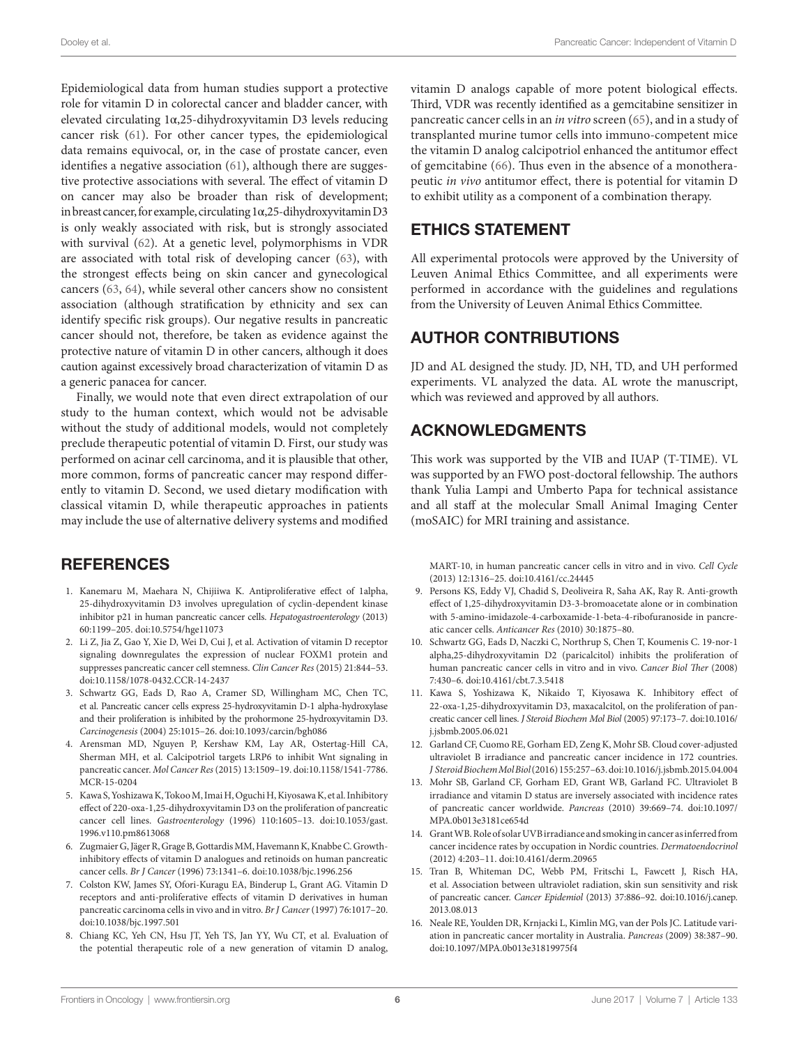Epidemiological data from human studies support a protective role for vitamin D in colorectal cancer and bladder cancer, with elevated circulating 1α,25-dihydroxyvitamin D3 levels reducing cancer risk (61). For other cancer types, the epidemiological data remains equivocal, or, in the case of prostate cancer, even identifies a negative association (61), although there are suggestive protective associations with several. The effect of vitamin D on cancer may also be broader than risk of development; in breast cancer, for example, circulating 1α,25-dihydroxyvitamin D3 is only weakly associated with risk, but is strongly associated with survival (62). At a genetic level, polymorphisms in VDR are associated with total risk of developing cancer (63), with the strongest effects being on skin cancer and gynecological cancers (63, 64), while several other cancers show no consistent association (although stratification by ethnicity and sex can identify specific risk groups). Our negative results in pancreatic cancer should not, therefore, be taken as evidence against the protective nature of vitamin D in other cancers, although it does caution against excessively broad characterization of vitamin D as a generic panacea for cancer.

Finally, we would note that even direct extrapolation of our study to the human context, which would not be advisable without the study of additional models, would not completely preclude therapeutic potential of vitamin D. First, our study was performed on acinar cell carcinoma, and it is plausible that other, more common, forms of pancreatic cancer may respond differently to vitamin D. Second, we used dietary modification with classical vitamin D, while therapeutic approaches in patients may include the use of alternative delivery systems and modified vitamin D analogs capable of more potent biological effects. Third, VDR was recently identified as a gemcitabine sensitizer in pancreatic cancer cells in an *in vitro* screen (65), and in a study of transplanted murine tumor cells into immuno-competent mice the vitamin D analog calcipotriol enhanced the antitumor effect of gemcitabine (66). Thus even in the absence of a monotherapeutic *in vivo* antitumor effect, there is potential for vitamin D to exhibit utility as a component of a combination therapy.

## ETHICS STATEMENT

All experimental protocols were approved by the University of Leuven Animal Ethics Committee, and all experiments were performed in accordance with the guidelines and regulations from the University of Leuven Animal Ethics Committee.

## AUTHOR CONTRIBUTIONS

JD and AL designed the study. JD, NH, TD, and UH performed experiments. VL analyzed the data. AL wrote the manuscript, which was reviewed and approved by all authors.

## ACKNOWLEDGMENTS

This work was supported by the VIB and IUAP (T-TIME). VL was supported by an FWO post-doctoral fellowship. The authors thank Yulia Lampi and Umberto Papa for technical assistance and all staff at the molecular Small Animal Imaging Center (moSAIC) for MRI training and assistance.

## REFERENCES

1. Kanemaru M, Maehara N, Chijiiwa K. Antiproliferative effect of 1alpha, 25-dihydroxyvitamin D3 involves upregulation of cyclin-dependent kinase inhibitor p21 in human pancreatic cancer cells. *Hepatogastroenterology* (2013) 60:1199–205. doi:10.5754/hge11073
2. Li Z, Jia Z, Gao Y, Xie D, Wei D, Cui J, et al. Activation of vitamin D receptor signaling downregulates the expression of nuclear FOXM1 protein and suppresses pancreatic cancer cell stemness. *Clin Cancer Res* (2015) 21:844–53. doi:10.1158/1078-0432.CCR-14-2437
3. Schwartz GG, Eads D, Rao A, Cramer SD, Willingham MC, Chen TC, et al. Pancreatic cancer cells express 25-hydroxyvitamin D-1 alpha-hydroxylase and their proliferation is inhibited by the prohormone 25-hydroxyvitamin D3. *Carcinogenesis* (2004) 25:1015–26. doi:10.1093/carcin/bgh086
4. Arensman MD, Nguyen P, Kershaw KM, Lay AR, Ostertag-Hill CA, Sherman MH, et al. Calcipotriol targets LRP6 to inhibit Wnt signaling in pancreatic cancer. *Mol Cancer Res* (2015) 13:1509–19. doi:10.1158/1541-7786.MCR-15-0204
5. Kawa S, Yoshizawa K, Tokoo M, Imai H, Oguchi H, Kiyosawa K, et al. Inhibitory effect of 220-oxa-1,25-dihydroxyvitamin D3 on the proliferation of pancreatic cancer cell lines. *Gastroenterology* (1996) 110:1605–13. doi:10.1053/gast.1996.v110.pm8613068
6. Zugmaier G, Jäger R, Grage B, Gottardis MM, Havemann K, Knabbe C. Growth-inhibitory effects of vitamin D analogues and retinoids on human pancreatic cancer cells. *Br J Cancer* (1996) 73:1341–6. doi:10.1038/bjc.1996.256
7. Colston KW, James SY, Ofori-Kuragu EA, Binderup L, Grant AG. Vitamin D receptors and anti-proliferative effects of vitamin D derivatives in human pancreatic carcinoma cells in vivo and in vitro. *Br J Cancer* (1997) 76:1017–20. doi:10.1038/bjc.1997.501
8. Chiang KC, Yeh CN, Hsu JT, Yeh TS, Jan YY, Wu CT, et al. Evaluation of the potential therapeutic role of a new generation of vitamin D analog, MART-10, in human pancreatic cancer cells in vitro and in vivo. *Cell Cycle* (2013) 12:1316–25. doi:10.4161/cc.24445
9. Persons KS, Eddy VJ, Chadid S, Deoliveira R, Saha AK, Ray R. Anti-growth effect of 1,25-dihydroxyvitamin D3-3-bromoacetate alone or in combination with 5-amino-imidazole-4-carboxamide-1-beta-4-ribofuranoside in pancreatic cancer cells. *Anticancer Res* (2010) 30:1875–80.
10. Schwartz GG, Eads D, Naczki C, Northrup S, Chen T, Koumenis C. 19-nor-1 alpha,25-dihydroxyvitamin D2 (paricalcitol) inhibits the proliferation of human pancreatic cancer cells in vitro and in vivo. *Cancer Biol Ther* (2008) 7:430–6. doi:10.4161/cbt.7.3.5418
11. Kawa S, Yoshizawa K, Nikaido T, Kiyosawa K. Inhibitory effect of 22-oxa-1,25-dihydroxyvitamin D3, maxacalcitol, on the proliferation of pancreatic cancer cell lines. *J Steroid Biochem Mol Biol* (2005) 97:173–7. doi:10.1016/j.jsbmb.2005.06.021
12. Garland CF, Cuomo RE, Gorham ED, Zeng K, Mohr SB. Cloud cover-adjusted ultraviolet B irradiance and pancreatic cancer incidence in 172 countries. *J Steroid Biochem Mol Biol* (2016) 155:257–63. doi:10.1016/j.jsbmb.2015.04.004
13. Mohr SB, Garland CF, Gorham ED, Grant WB, Garland FC. Ultraviolet B irradiance and vitamin D status are inversely associated with incidence rates of pancreatic cancer worldwide. *Pancreas* (2010) 39:669–74. doi:10.1097/MPA.0b013e3181ce654d
14. Grant WB. Role of solar UVB irradiance and smoking in cancer as inferred from cancer incidence rates by occupation in Nordic countries. *Dermatoendocrinol* (2012) 4:203–11. doi:10.4161/derm.20965
15. Tran B, Whiteman DC, Webb PM, Fritschi L, Fawcett J, Risch HA, et al. Association between ultraviolet radiation, skin sun sensitivity and risk of pancreatic cancer. *Cancer Epidemiol* (2013) 37:886–92. doi:10.1016/j.canep.2013.08.013
16. Neale RE, Youlden DR, Krnjacki L, Kimlin MG, van der Pols JC. Latitude variation in pancreatic cancer mortality in Australia. *Pancreas* (2009) 38:387–90. doi:10.1097/MPA.0b013e31819975f4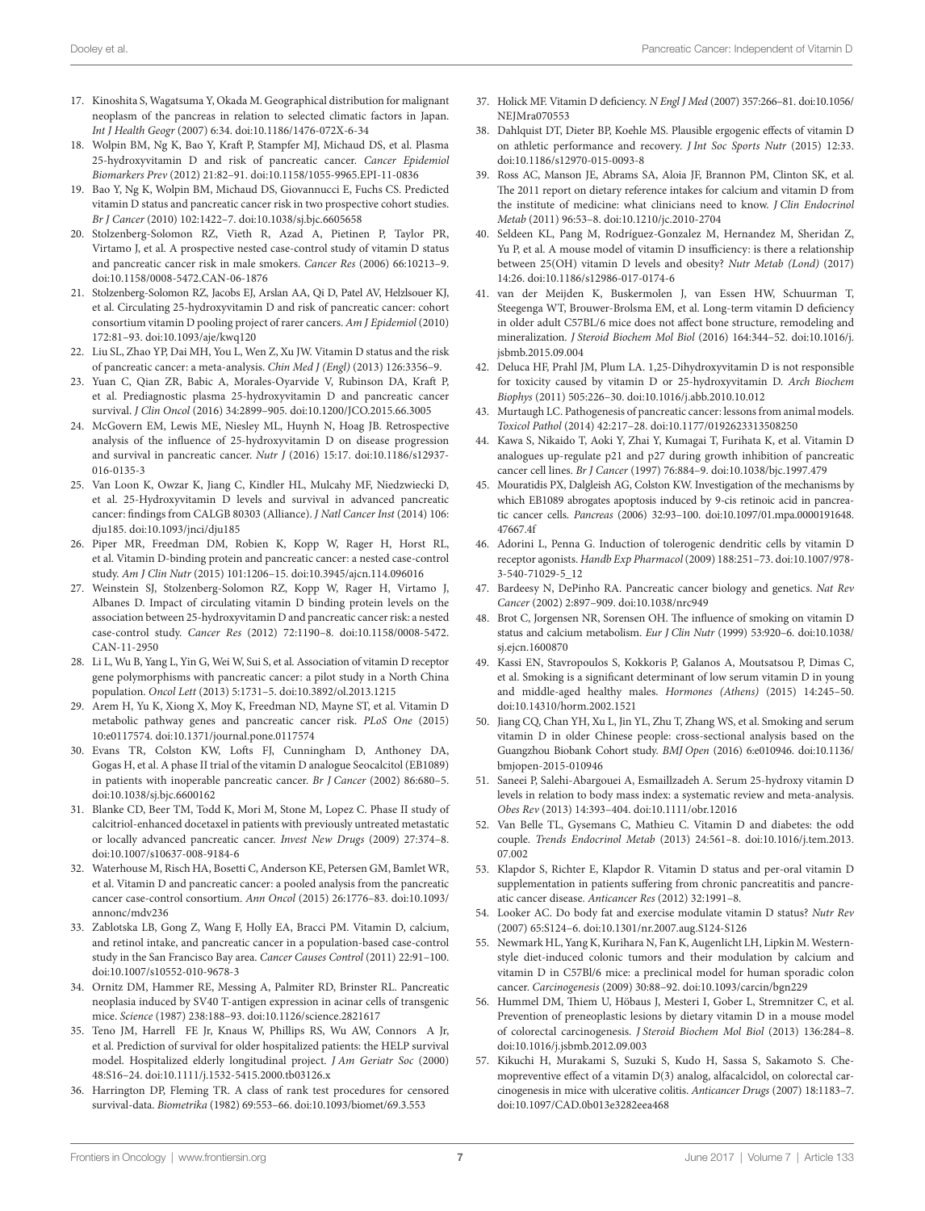17. Kinoshita S, Wagatsuma Y, Okada M. Geographical distribution for malignant neoplasm of the pancreas in relation to selected climatic factors in Japan. *Int J Health Geogr* (2007) 6:34. doi:10.1186/1476-072X-6-34
18. Wolpin BM, Ng K, Bao Y, Kraft P, Stampfer MJ, Michaud DS, et al. Plasma 25-hydroxyvitamin D and risk of pancreatic cancer. *Cancer Epidemiol Biomarkers Prev* (2012) 21:82–91. doi:10.1158/1055-9965.EPI-11-0836
19. Bao Y, Ng K, Wolpin BM, Michaud DS, Giovannucci E, Fuchs CS. Predicted vitamin D status and pancreatic cancer risk in two prospective cohort studies. *Br J Cancer* (2010) 102:1422–7. doi:10.1038/sj.bjc.6605658
20. Stolzenberg-Solomon RZ, Vieth R, Azad A, Pietinen P, Taylor PR, Virtamo J, et al. A prospective nested case-control study of vitamin D status and pancreatic cancer risk in male smokers. *Cancer Res* (2006) 66:10213–9. doi:10.1158/0008-5472.CAN-06-1876
21. Stolzenberg-Solomon RZ, Jacobs EJ, Arslan AA, Qi D, Patel AV, Helzlsouer KJ, et al. Circulating 25-hydroxyvitamin D and risk of pancreatic cancer: cohort consortium vitamin D pooling project of rarer cancers. *Am J Epidemiol* (2010) 172:81–93. doi:10.1093/aje/kwq120
22. Liu SL, Zhao YP, Dai MH, You L, Wen Z, Xu JW. Vitamin D status and the risk of pancreatic cancer: a meta-analysis. *Chin Med J (Engl)* (2013) 126:3356–9.
23. Yuan C, Qian ZR, Babic A, Morales-Oyarvide V, Rubinson DA, Kraft P, et al. Prediagnostic plasma 25-hydroxyvitamin D and pancreatic cancer survival. *J Clin Oncol* (2016) 34:2899–905. doi:10.1200/JCO.2015.66.3005
24. McGovern EM, Lewis ME, Niesley ML, Huynh N, Hoag JB. Retrospective analysis of the influence of 25-hydroxyvitamin D on disease progression and survival in pancreatic cancer. *Nutr J* (2016) 15:17. doi:10.1186/s12937-016-0135-3
25. Van Loon K, Owzar K, Jiang C, Kindler HL, Mulcahy MF, Niedzwiecki D, et al. 25-Hydroxyvitamin D levels and survival in advanced pancreatic cancer: findings from CALGB 80303 (Alliance). *J Natl Cancer Inst* (2014) 106: dju185. doi:10.1093/jnci/dju185
26. Piper MR, Freedman DM, Robien K, Kopp W, Rager H, Horst RL, et al. Vitamin D-binding protein and pancreatic cancer: a nested case-control study. *Am J Clin Nutr* (2015) 101:1206–15. doi:10.3945/ajcn.114.096016
27. Weinstein SJ, Stolzenberg-Solomon RZ, Kopp W, Rager H, Virtamo J, Albanes D. Impact of circulating vitamin D binding protein levels on the association between 25-hydroxyvitamin D and pancreatic cancer risk: a nested case-control study. *Cancer Res* (2012) 72:1190–8. doi:10.1158/0008-5472.CAN-11-2950
28. Li L, Wu B, Yang L, Yin G, Wei W, Sui S, et al. Association of vitamin D receptor gene polymorphisms with pancreatic cancer: a pilot study in a North China population. *Oncol Lett* (2013) 5:1731–5. doi:10.3892/ol.2013.1215
29. Arem H, Yu K, Xiong X, Moy K, Freedman ND, Mayne ST, et al. Vitamin D metabolic pathway genes and pancreatic cancer risk. *PLoS One* (2015) 10:e0117574. doi:10.1371/journal.pone.0117574
30. Evans TR, Colston KW, Lofts FJ, Cunningham D, Anthoney DA, Gogas H, et al. A phase II trial of the vitamin D analogue Seocalcitol (EB1089) in patients with inoperable pancreatic cancer. *Br J Cancer* (2002) 86:680–5. doi:10.1038/sj.bjc.6600162
31. Blanke CD, Beer TM, Todd K, Mori M, Stone M, Lopez C. Phase II study of calcitriol-enhanced docetaxel in patients with previously untreated metastatic or locally advanced pancreatic cancer. *Invest New Drugs* (2009) 27:374–8. doi:10.1007/s10637-008-9184-6
32. Waterhouse M, Risch HA, Bosetti C, Anderson KE, Petersen GM, Bamlet WR, et al. Vitamin D and pancreatic cancer: a pooled analysis from the pancreatic cancer case-control consortium. *Ann Oncol* (2015) 26:1776–83. doi:10.1093/annonc/mdv236
33. Zablotska LB, Gong Z, Wang F, Holly EA, Bracci PM. Vitamin D, calcium, and retinol intake, and pancreatic cancer in a population-based case-control study in the San Francisco Bay area. *Cancer Causes Control* (2011) 22:91–100. doi:10.1007/s10552-010-9678-3
34. Ornitz DM, Hammer RE, Messing A, Palmiter RD, Brinster RL. Pancreatic neoplasia induced by SV40 T-antigen expression in acinar cells of transgenic mice. *Science* (1987) 238:188–93. doi:10.1126/science.2821617
35. Teno JM, Harrell FE Jr, Knaus W, Phillips RS, Wu AW, Connors A Jr, et al. Prediction of survival for older hospitalized patients: the HELP survival model. Hospitalized elderly longitudinal project. *J Am Geriatr Soc* (2000) 48:S16–24. doi:10.1111/j.1532-5415.2000.tb03126.x
36. Harrington DP, Fleming TR. A class of rank test procedures for censored survival-data. *Biometrika* (1982) 69:553–66. doi:10.1093/biomet/69.3.553
37. Holick MF. Vitamin D deficiency. *N Engl J Med* (2007) 357:266–81. doi:10.1056/NEJMra070553
38. Dahlquist DT, Dieter BP, Koehle MS. Plausible ergogenic effects of vitamin D on athletic performance and recovery. *J Int Soc Sports Nutr* (2015) 12:33. doi:10.1186/s12970-015-0093-8
39. Ross AC, Manson JE, Abrams SA, Aloia JF, Brannon PM, Clinton SK, et al. The 2011 report on dietary reference intakes for calcium and vitamin D from the institute of medicine: what clinicians need to know. *J Clin Endocrinol Metab* (2011) 96:53–8. doi:10.1210/jc.2010-2704
40. Seldeen KL, Pang M, Rodríguez-Gonzalez M, Hernandez M, Sheridan Z, Yu P, et al. A mouse model of vitamin D insufficiency: is there a relationship between 25(OH) vitamin D levels and obesity? *Nutr Metab (Lond)* (2017) 14:26. doi:10.1186/s12986-017-0174-6
41. van der Meijden K, Buskermolen J, van Essen HW, Schuurman T, Steegenga WT, Brouwer-Brolsma EM, et al. Long-term vitamin D deficiency in older adult C57BL/6 mice does not affect bone structure, remodeling and mineralization. *J Steroid Biochem Mol Biol* (2016) 164:344–52. doi:10.1016/j.jsbmb.2015.09.004
42. Deluca HF, Prahl JM, Plum LA. 1,25-Dihydroxyvitamin D is not responsible for toxicity caused by vitamin D or 25-hydroxyvitamin D. *Arch Biochem Biophys* (2011) 505:226–30. doi:10.1016/j.abb.2010.10.012
43. Murtaugh LC. Pathogenesis of pancreatic cancer: lessons from animal models. *Toxicol Pathol* (2014) 42:217–28. doi:10.1177/0192623313508250
44. Kawa S, Nikaido T, Aoki Y, Zhai Y, Kumagai T, Furihata K, et al. Vitamin D analogues up-regulate p21 and p27 during growth inhibition of pancreatic cancer cell lines. *Br J Cancer* (1997) 76:884–9. doi:10.1038/bjc.1997.479
45. Mouratidis PX, Dalgleish AG, Colston KW. Investigation of the mechanisms by which EB1089 abrogates apoptosis induced by 9-cis retinoic acid in pancreatic cancer cells. *Pancreas* (2006) 32:93–100. doi:10.1097/01.mpa.0000191648.47667.4f
46. Adorini L, Penna G. Induction of tolerogenic dendritic cells by vitamin D receptor agonists. *Handb Exp Pharmacol* (2009) 188:251–73. doi:10.1007/978-3-540-71029-5_12
47. Bardeesy N, DePinho RA. Pancreatic cancer biology and genetics. *Nat Rev Cancer* (2002) 2:897–909. doi:10.1038/nrc949
48. Brot C, Jorgensen NR, Sorensen OH. The influence of smoking on vitamin D status and calcium metabolism. *Eur J Clin Nutr* (1999) 53:920–6. doi:10.1038/sj.ejcn.1600870
49. Kassi EN, Stavropoulos S, Kokkoris P, Galanos A, Moutsatsou P, Dimas C, et al. Smoking is a significant determinant of low serum vitamin D in young and middle-aged healthy males. *Hormones (Athens)* (2015) 14:245–50. doi:10.14310/horm.2002.1521
50. Jiang CQ, Chan YH, Xu L, Jin YL, Zhu T, Zhang WS, et al. Smoking and serum vitamin D in older Chinese people: cross-sectional analysis based on the Guangzhou Biobank Cohort study. *BMJ Open* (2016) 6:e010946. doi:10.1136/bmjopen-2015-010946
51. Saneei P, Salehi-Abargouei A, Esmaillzadeh A. Serum 25-hydroxy vitamin D levels in relation to body mass index: a systematic review and meta-analysis. *Obes Rev* (2013) 14:393–404. doi:10.1111/obr.12016
52. Van Belle TL, Gysemans C, Mathieu C. Vitamin D and diabetes: the odd couple. *Trends Endocrinol Metab* (2013) 24:561–8. doi:10.1016/j.tem.2013.07.002
53. Klapdor S, Richter E, Klapdor R. Vitamin D status and per-oral vitamin D supplementation in patients suffering from chronic pancreatitis and pancreatic cancer disease. *Anticancer Res* (2012) 32:1991–8.
54. Looker AC. Do body fat and exercise modulate vitamin D status? *Nutr Rev* (2007) 65:S124–6. doi:10.1301/nr.2007.aug.S124-S126
55. Newmark HL, Yang K, Kurihara N, Fan K, Augenlicht LH, Lipkin M. Western-style diet-induced colonic tumors and their modulation by calcium and vitamin D in C57Bl/6 mice: a preclinical model for human sporadic colon cancer. *Carcinogenesis* (2009) 30:88–92. doi:10.1093/carcin/bgn229
56. Hummel DM, Thiem U, Höbaus J, Mesteri I, Gober L, Stremnitzer C, et al. Prevention of preneoplastic lesions by dietary vitamin D in a mouse model of colorectal carcinogenesis. *J Steroid Biochem Mol Biol* (2013) 136:284–8. doi:10.1016/j.jsbmb.2012.09.003
57. Kikuchi H, Murakami S, Suzuki S, Kudo H, Sassa S, Sakamoto S. Chemopreventive effect of a vitamin D(3) analog, alfacalcidol, on colorectal carcinogenesis in mice with ulcerative colitis. *Anticancer Drugs* (2007) 18:1183–7. doi:10.1097/CAD.0b013e3282eea468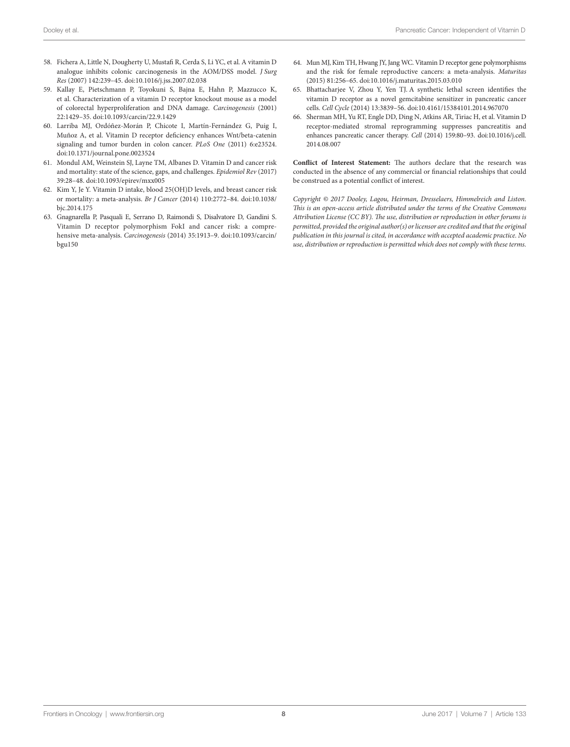58. Fichera A, Little N, Dougherty U, Mustafi R, Cerda S, Li YC, et al. A vitamin D analogue inhibits colonic carcinogenesis in the AOM/DSS model. *J Surg Res* (2007) 142:239–45. doi:10.1016/j.jss.2007.02.038
59. Kallay E, Pietschmann P, Toyokuni S, Bajna E, Hahn P, Mazzucco K, et al. Characterization of a vitamin D receptor knockout mouse as a model of colorectal hyperproliferation and DNA damage. *Carcinogenesis* (2001) 22:1429–35. doi:10.1093/carcin/22.9.1429
60. Larriba MJ, Ordóñez-Morán P, Chicote I, Martín-Fernández G, Puig I, Muñoz A, et al. Vitamin D receptor deficiency enhances Wnt/beta-catenin signaling and tumor burden in colon cancer. *PLoS One* (2011) 6:e23524. doi:10.1371/journal.pone.0023524
61. Mondul AM, Weinstein SJ, Layne TM, Albanes D. Vitamin D and cancer risk and mortality: state of the science, gaps, and challenges. *Epidemiol Rev* (2017) 39:28–48. doi:10.1093/epirev/mxx005
62. Kim Y, Je Y. Vitamin D intake, blood 25(OH)D levels, and breast cancer risk or mortality: a meta-analysis. *Br J Cancer* (2014) 110:2772–84. doi:10.1038/bjc.2014.175
63. Gnagnarella P, Pasquali E, Serrano D, Raimondi S, Disalvatore D, Gandini S. Vitamin D receptor polymorphism FokI and cancer risk: a comprehensive meta-analysis. *Carcinogenesis* (2014) 35:1913–9. doi:10.1093/carcin/bgu150
64. Mun MJ, Kim TH, Hwang JY, Jang WC. Vitamin D receptor gene polymorphisms and the risk for female reproductive cancers: a meta-analysis. *Maturitas* (2015) 81:256–65. doi:10.1016/j.maturitas.2015.03.010
65. Bhattacharjee V, Zhou Y, Yen TJ. A synthetic lethal screen identifies the vitamin D receptor as a novel gemcitabine sensitizer in pancreatic cancer cells. *Cell Cycle* (2014) 13:3839–56. doi:10.4161/15384101.2014.967070
66. Sherman MH, Yu RT, Engle DD, Ding N, Atkins AR, Tiriac H, et al. Vitamin D receptor-mediated stromal reprogramming suppresses pancreatitis and enhances pancreatic cancer therapy. *Cell* (2014) 159:80–93. doi:10.1016/j.cell.2014.08.007

**Conflict of Interest Statement:** The authors declare that the research was conducted in the absence of any commercial or financial relationships that could be construed as a potential conflict of interest.

*Copyright © 2017 Dooley, Lagou, Heirman, Dresselaers, Himmelreich and Liston. This is an open-access article distributed under the terms of the Creative Commons Attribution License (CC BY). The use, distribution or reproduction in other forums is permitted, provided the original author(s) or licensor are credited and that the original publication in this journal is cited, in accordance with accepted academic practice. No use, distribution or reproduction is permitted which does not comply with these terms.*